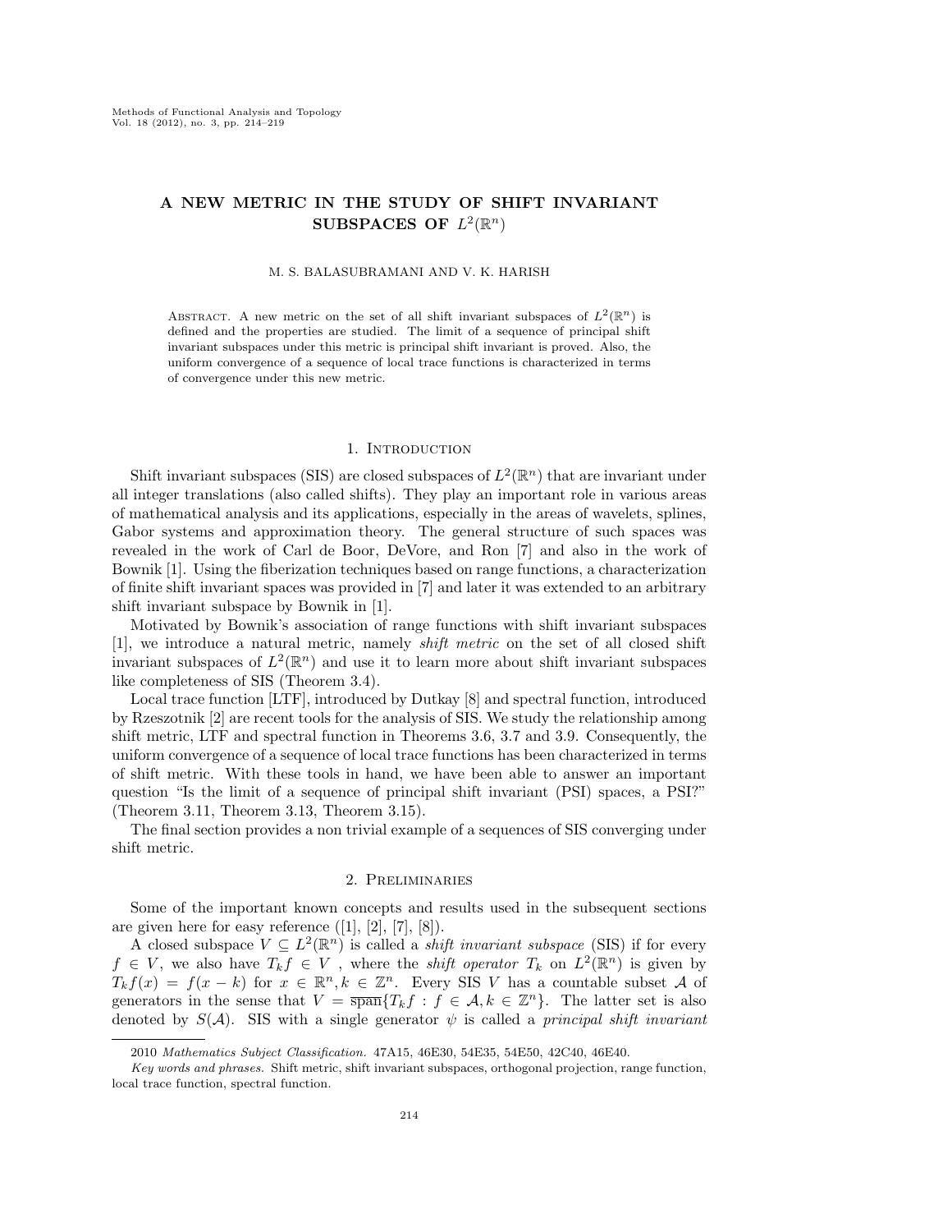# A NEW METRIC IN THE STUDY OF SHIFT INVARIANT SUBSPACES OF $L^2(\mathbb{R}^n)$

M. S. BALASUBRAMANI AND V. K. HARISH

Abstract. A new metric on the set of all shift invariant subspaces of $L^2(\mathbb{R}^n)$ is defined and the properties are studied. The limit of a sequence of principal shift invariant subspaces under this metric is principal shift invariant is proved. Also, the uniform convergence of a sequence of local trace functions is characterized in terms of convergence under this new metric.

## 1. Introduction

Shift invariant subspaces (SIS) are closed subspaces of $L^2(\mathbb{R}^n)$ that are invariant under all integer translations (also called shifts). They play an important role in various areas of mathematical analysis and its applications, especially in the areas of wavelets, splines, Gabor systems and approximation theory. The general structure of such spaces was revealed in the work of Carl de Boor, DeVore, and Ron [7] and also in the work of Bownik [1]. Using the fiberization techniques based on range functions, a characterization of finite shift invariant spaces was provided in [7] and later it was extended to an arbitrary shift invariant subspace by Bownik in [1].

Motivated by Bownik's association of range functions with shift invariant subspaces [1], we introduce a natural metric, namely *shift metric* on the set of all closed shift invariant subspaces of $L^2(\mathbb{R}^n)$ and use it to learn more about shift invariant subspaces like completeness of SIS (Theorem 3.4).

Local trace function [LTF], introduced by Dutkay [8] and spectral function, introduced by Rzeszotnik [2] are recent tools for the analysis of SIS. We study the relationship among shift metric, LTF and spectral function in Theorems 3.6, 3.7 and 3.9. Consequently, the uniform convergence of a sequence of local trace functions has been characterized in terms of shift metric. With these tools in hand, we have been able to answer an important question "Is the limit of a sequence of principal shift invariant (PSI) spaces, a PSI?" (Theorem 3.11, Theorem 3.13, Theorem 3.15).

The final section provides a non trivial example of a sequences of SIS converging under shift metric.

## 2. Preliminaries

Some of the important known concepts and results used in the subsequent sections are given here for easy reference ([1], [2], [7], [8]).

A closed subspace $V \subseteq L^2(\mathbb{R}^n)$ is called a *shift invariant subspace* (SIS) if for every $f \in V$, we also have $T_k f \in V$ , where the *shift operator* $T_k$ on $L^2(\mathbb{R}^n)$ is given by $T_k f(x) = f(x - k)$ for $x \in \mathbb{R}^n, k \in \mathbb{Z}^n$. Every SIS $V$ has a countable subset $\mathcal{A}$ of generators in the sense that $V = \overline{\text{span}}\{T_k f : f \in \mathcal{A}, k \in \mathbb{Z}^n\}$. The latter set is also denoted by $S(\mathcal{A})$. SIS with a single generator $\psi$ is called a *principal shift invariant*

2010 *Mathematics Subject Classification.* 47A15, 46E30, 54E35, 54E50, 42C40, 46E40.

*Key words and phrases.* Shift metric, shift invariant subspaces, orthogonal projection, range function, local trace function, spectral function.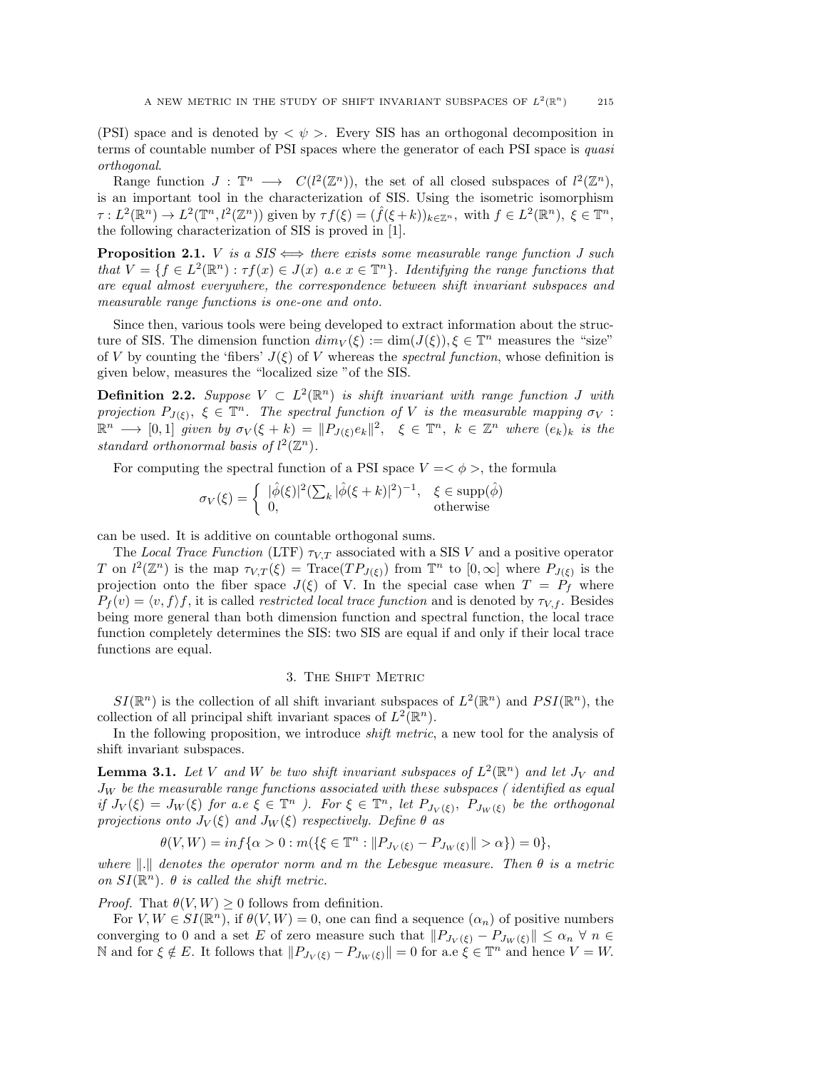(PSI) space and is denoted by $< \psi >$. Every SIS has an orthogonal decomposition in terms of countable number of PSI spaces where the generator of each PSI space is *quasi orthogonal*.

Range function $J : \mathbb{T}^n \longrightarrow C(l^2(\mathbb{Z}^n))$, the set of all closed subspaces of $l^2(\mathbb{Z}^n)$, is an important tool in the characterization of SIS. Using the isometric isomorphism $\tau : L^2(\mathbb{R}^n) \to L^2(\mathbb{T}^n, l^2(\mathbb{Z}^n))$ given by $\tau f(\xi) = (\hat{f}(\xi + k))_{k \in \mathbb{Z}^n}$, with $f \in L^2(\mathbb{R}^n)$, $\xi \in \mathbb{T}^n$, the following characterization of SIS is proved in [1].

**Proposition 2.1.** *$V$ is a SIS $\Longleftrightarrow$ there exists some measurable range function $J$ such that $V = \{f \in L^2(\mathbb{R}^n) : \tau f(x) \in J(x)$ a.e $x \in \mathbb{T}^n\}$. Identifying the range functions that are equal almost everywhere, the correspondence between shift invariant subspaces and measurable range functions is one-one and onto.*

Since then, various tools were being developed to extract information about the structure of SIS. The dimension function $dim_V(\xi) := \dim(J(\xi)), \xi \in \mathbb{T}^n$ measures the "size" of V by counting the 'fibers' $J(\xi)$ of $V$ whereas the *spectral function*, whose definition is given below, measures the "localized size "of the SIS.

**Definition 2.2.** *Suppose $V \subset L^2(\mathbb{R}^n)$ is shift invariant with range function $J$ with projection $P_{J(\xi)}$, $\xi \in \mathbb{T}^n$. The spectral function of $V$ is the measurable mapping $\sigma_V : \mathbb{R}^n \longrightarrow [0,1]$ given by $\sigma_V(\xi + k) = \|P_{J(\xi)} e_k\|^2$, $\xi \in \mathbb{T}^n$, $k \in \mathbb{Z}^n$ where $(e_k)_k$ is the standard orthonormal basis of $l^2(\mathbb{Z}^n)$.*

For computing the spectral function of a PSI space $V = < \phi >$, the formula

$$\sigma_V(\xi) = \begin{cases} |\hat{\phi}(\xi)|^2 (\sum_k |\hat{\phi}(\xi + k)|^2)^{-1}, & \xi \in \text{supp}(\hat{\phi}) \\ 0, & \text{otherwise} \end{cases}$$

can be used. It is additive on countable orthogonal sums.

The *Local Trace Function* (LTF) $\tau_{V,T}$ associated with a SIS $V$ and a positive operator $T$ on $l^2(\mathbb{Z}^n)$ is the map $\tau_{V,T}(\xi) = \text{Trace}(TP_{J(\xi)})$ from $\mathbb{T}^n$ to $[0, \infty]$ where $P_{J(\xi)}$ is the projection onto the fiber space $J(\xi)$ of V. In the special case when $T = P_f$ where $P_f(v) = \langle v, f \rangle f$, it is called *restricted local trace function* and is denoted by $\tau_{V,f}$. Besides being more general than both dimension function and spectral function, the local trace function completely determines the SIS: two SIS are equal if and only if their local trace functions are equal.

## 3. The Shift Metric

$SI(\mathbb{R}^n)$ is the collection of all shift invariant subspaces of $L^2(\mathbb{R}^n)$ and $PSI(\mathbb{R}^n)$, the collection of all principal shift invariant spaces of $L^2(\mathbb{R}^n)$.

In the following proposition, we introduce *shift metric*, a new tool for the analysis of shift invariant subspaces.

**Lemma 3.1.** *Let $V$ and $W$ be two shift invariant subspaces of $L^2(\mathbb{R}^n)$ and let $J_V$ and $J_W$ be the measurable range functions associated with these subspaces ( identified as equal if $J_V(\xi) = J_W(\xi)$ for a.e $\xi \in \mathbb{T}^n$ ). For $\xi \in \mathbb{T}^n$, let $P_{J_V(\xi)}$, $P_{J_W(\xi)}$ be the orthogonal projections onto $J_V(\xi)$ and $J_W(\xi)$ respectively. Define $\theta$ as*

$$\theta(V, W) = inf\{\alpha > 0 : m(\{\xi \in \mathbb{T}^n : \|P_{J_V(\xi)} - P_{J_W(\xi)}\| > \alpha\}) = 0\},$$

*where $\|.\|$ denotes the operator norm and $m$ the Lebesgue measure. Then $\theta$ is a metric on $SI(\mathbb{R}^n)$. $\theta$ is called the shift metric.*

*Proof.* That $\theta(V, W) \geq 0$ follows from definition.

For $V, W \in SI(\mathbb{R}^n)$, if $\theta(V, W) = 0$, one can find a sequence $(\alpha_n)$ of positive numbers converging to 0 and a set $E$ of zero measure such that $\|P_{J_V(\xi)} - P_{J_W(\xi)}\| \leq \alpha_n \ \forall \ n \in \mathbb{N}$ and for $\xi \notin E$. It follows that $\|P_{J_V(\xi)} - P_{J_W(\xi)}\| = 0$ for a.e $\xi \in \mathbb{T}^n$ and hence $V = W$.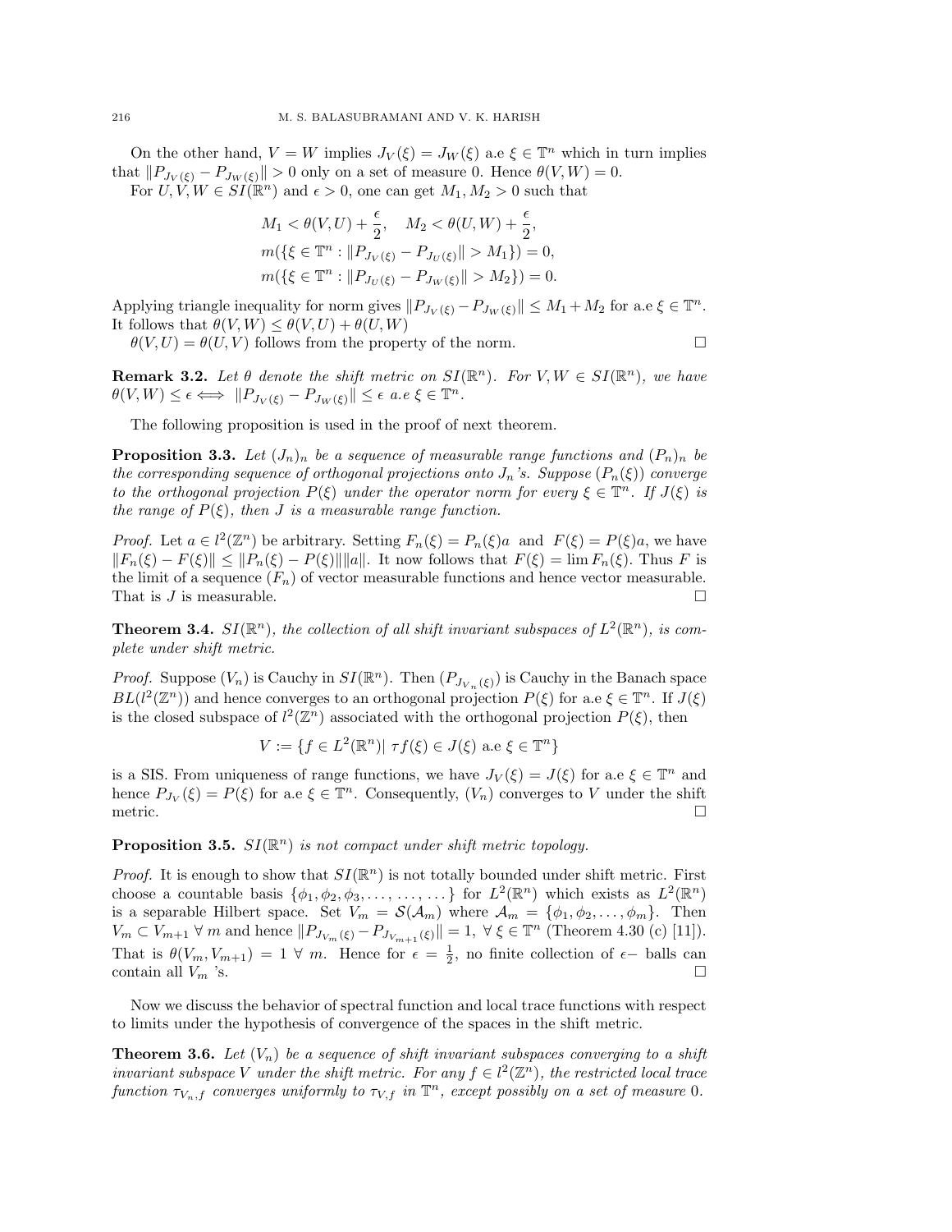On the other hand, $V = W$ implies $J_V(\xi) = J_W(\xi)$ a.e $\xi \in \mathbb{T}^n$ which in turn implies that $\|P_{J_V(\xi)} - P_{J_W(\xi)}\| > 0$ only on a set of measure 0. Hence $\theta(V, W) = 0$.

For $U, V, W \in SI(\mathbb{R}^n)$ and $\epsilon > 0$, one can get $M_1, M_2 > 0$ such that

$$
\begin{aligned}
&M_1 < \theta(V, U) + \frac{\epsilon}{2}, \quad M_2 < \theta(U, W) + \frac{\epsilon}{2}, \\
&m(\{\xi \in \mathbb{T}^n : \|P_{J_V(\xi)} - P_{J_U(\xi)}\| > M_1\}) = 0, \\
&m(\{\xi \in \mathbb{T}^n : \|P_{J_U(\xi)} - P_{J_W(\xi)}\| > M_2\}) = 0.
\end{aligned}
$$

Applying triangle inequality for norm gives $\|P_{J_V(\xi)} - P_{J_W(\xi)}\| \leq M_1 + M_2$ for a.e $\xi \in \mathbb{T}^n$. It follows that $\theta(V, W) \leq \theta(V, U) + \theta(U, W)$

$\theta(V, U) = \theta(U, V)$ follows from the property of the norm. □

**Remark 3.2.** *Let $\theta$ denote the shift metric on $SI(\mathbb{R}^n)$. For $V, W \in SI(\mathbb{R}^n)$, we have $\theta(V, W) \leq \epsilon \iff \|P_{J_V(\xi)} - P_{J_W(\xi)}\| \leq \epsilon$ a.e $\xi \in \mathbb{T}^n$.*

The following proposition is used in the proof of next theorem.

**Proposition 3.3.** *Let $(J_n)_n$ be a sequence of measurable range functions and $(P_n)_n$ be the corresponding sequence of orthogonal projections onto $J_n$'s. Suppose $(P_n(\xi))$ converge to the orthogonal projection $P(\xi)$ under the operator norm for every $\xi \in \mathbb{T}^n$. If $J(\xi)$ is the range of $P(\xi)$, then $J$ is a measurable range function.*

*Proof.* Let $a \in l^2(\mathbb{Z}^n)$ be arbitrary. Setting $F_n(\xi) = P_n(\xi)a$ and $F(\xi) = P(\xi)a$, we have $\|F_n(\xi) - F(\xi)\| \leq \|P_n(\xi) - P(\xi)\| \|a\|$. It now follows that $F(\xi) = \lim F_n(\xi)$. Thus $F$ is the limit of a sequence $(F_n)$ of vector measurable functions and hence vector measurable. That is $J$ is measurable. □

**Theorem 3.4.** *$SI(\mathbb{R}^n)$, the collection of all shift invariant subspaces of $L^2(\mathbb{R}^n)$, is complete under shift metric.*

*Proof.* Suppose $(V_n)$ is Cauchy in $SI(\mathbb{R}^n)$. Then $(P_{J_{V_n}(\xi)})$ is Cauchy in the Banach space $BL(l^2(\mathbb{Z}^n))$ and hence converges to an orthogonal projection $P(\xi)$ for a.e $\xi \in \mathbb{T}^n$. If $J(\xi)$ is the closed subspace of $l^2(\mathbb{Z}^n)$ associated with the orthogonal projection $P(\xi)$, then

$$
V := \{f \in L^2(\mathbb{R}^n) | \ \tau f(\xi) \in J(\xi) \text{ a.e } \xi \in \mathbb{T}^n\}
$$

is a SIS. From uniqueness of range functions, we have $J_V(\xi) = J(\xi)$ for a.e $\xi \in \mathbb{T}^n$ and hence $P_{J_V}(\xi) = P(\xi)$ for a.e $\xi \in \mathbb{T}^n$. Consequently, $(V_n)$ converges to $V$ under the shift metric. □

**Proposition 3.5.** *$SI(\mathbb{R}^n)$ is not compact under shift metric topology.*

*Proof.* It is enough to show that $SI(\mathbb{R}^n)$ is not totally bounded under shift metric. First choose a countable basis $\{\phi_1, \phi_2, \phi_3, \ldots, \ldots, \ldots\}$ for $L^2(\mathbb{R}^n)$ which exists as $L^2(\mathbb{R}^n)$ is a separable Hilbert space. Set $V_m = \mathcal{S}(\mathcal{A}_m)$ where $\mathcal{A}_m = \{\phi_1, \phi_2, \ldots, \phi_m\}$. Then $V_m \subset V_{m+1} \ \forall \ m$ and hence $\|P_{J_{V_m}(\xi)} - P_{J_{V_{m+1}}(\xi)}\| = 1, \ \forall \ \xi \in \mathbb{T}^n$ (Theorem 4.30 (c) [11]). That is $\theta(V_m, V_{m+1}) = 1 \ \forall \ m$. Hence for $\epsilon = \frac{1}{2}$, no finite collection of $\epsilon-$ balls can contain all $V_m$ 's. □

Now we discuss the behavior of spectral function and local trace functions with respect to limits under the hypothesis of convergence of the spaces in the shift metric.

**Theorem 3.6.** *Let $(V_n)$ be a sequence of shift invariant subspaces converging to a shift invariant subspace $V$ under the shift metric. For any $f \in l^2(\mathbb{Z}^n)$, the restricted local trace function $\tau_{V_n,f}$ converges uniformly to $\tau_{V,f}$ in $\mathbb{T}^n$, except possibly on a set of measure 0.*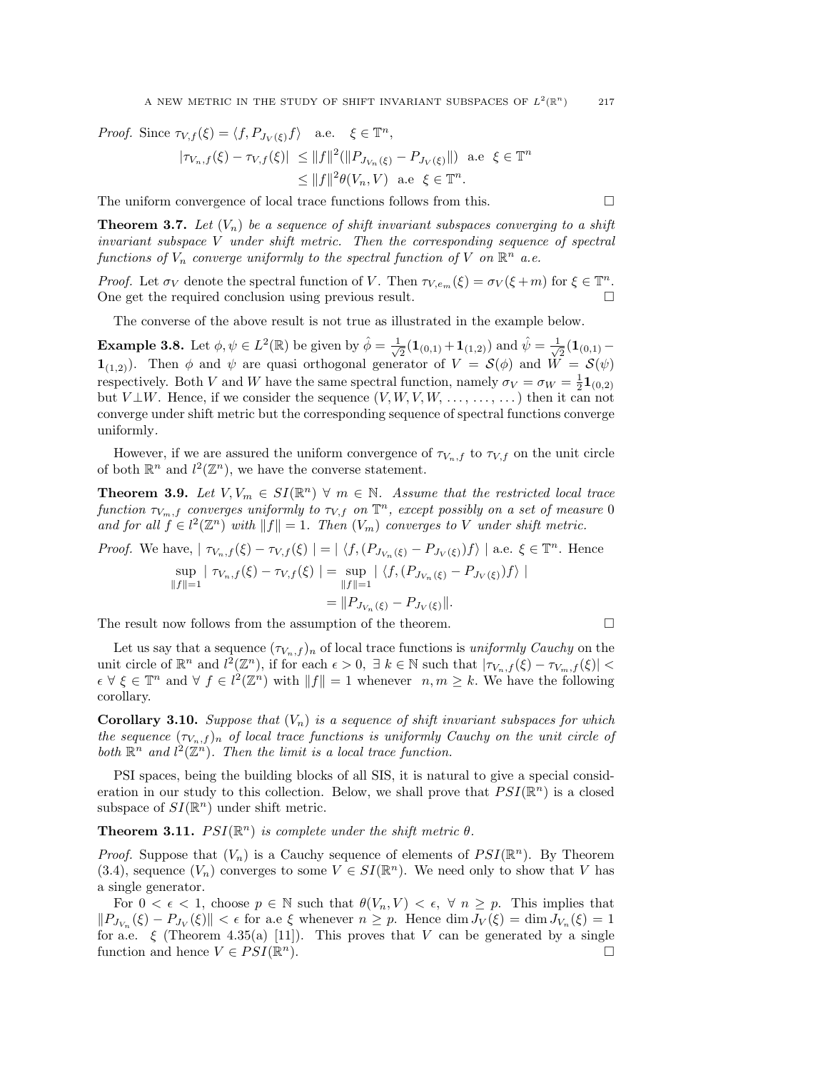*Proof.* Since $\tau_{V,f}(\xi) = \langle f, P_{J_V(\xi)} f\rangle$ a.e. $\xi \in \mathbb{T}^n$,

$$|\tau_{V_n,f}(\xi) - \tau_{V,f}(\xi)| \le \|f\|^2 (\|P_{J_{V_n}(\xi)} - P_{J_V(\xi)}\|) \text{ a.e } \xi \in \mathbb{T}^n$$
$$\le \|f\|^2 \theta(V_n, V) \text{ a.e } \xi \in \mathbb{T}^n.$$

The uniform convergence of local trace functions follows from this. □

**Theorem 3.7.** *Let $(V_n)$ be a sequence of shift invariant subspaces converging to a shift invariant subspace $V$ under shift metric. Then the corresponding sequence of spectral functions of $V_n$ converge uniformly to the spectral function of $V$ on $\mathbb{R}^n$ a.e.*

*Proof.* Let $\sigma_V$ denote the spectral function of $V$. Then $\tau_{V,e_m}(\xi) = \sigma_V(\xi + m)$ for $\xi \in \mathbb{T}^n$. One get the required conclusion using previous result. □

The converse of the above result is not true as illustrated in the example below.

**Example 3.8.** Let $\phi, \psi \in L^2(\mathbb{R})$ be given by $\hat{\phi} = \frac{1}{\sqrt{2}}(\mathbf{1}_{(0,1)} + \mathbf{1}_{(1,2)})$ and $\hat{\psi} = \frac{1}{\sqrt{2}}(\mathbf{1}_{(0,1)} - \mathbf{1}_{(1,2)})$. Then $\phi$ and $\psi$ are quasi orthogonal generator of $V = \mathcal{S}(\phi)$ and $W = \mathcal{S}(\psi)$ respectively. Both $V$ and $W$ have the same spectral function, namely $\sigma_V = \sigma_W = \frac{1}{2}\mathbf{1}_{(0,2)}$ but $V \perp W$. Hence, if we consider the sequence $(V, W, V, W, \ldots, \ldots, \ldots)$ then it can not converge under shift metric but the corresponding sequence of spectral functions converge uniformly.

However, if we are assured the uniform convergence of $\tau_{V_n,f}$ to $\tau_{V,f}$ on the unit circle of both $\mathbb{R}^n$ and $l^2(\mathbb{Z}^n)$, we have the converse statement.

**Theorem 3.9.** *Let $V, V_m \in SI(\mathbb{R}^n)$ $\forall$ $m \in \mathbb{N}$. Assume that the restricted local trace function $\tau_{V_m,f}$ converges uniformly to $\tau_{V,f}$ on $\mathbb{T}^n$, except possibly on a set of measure 0 and for all $f \in l^2(\mathbb{Z}^n)$ with $\|f\| = 1$. Then $(V_m)$ converges to $V$ under shift metric.*

*Proof.* We have, $|\ \tau_{V_n,f}(\xi) - \tau_{V,f}(\xi)\ | = |\ \langle f, (P_{J_{V_n}(\xi)} - P_{J_V(\xi)})f\rangle\ |$ a.e. $\xi \in \mathbb{T}^n$. Hence

$$\sup_{\|f\|=1} |\ \tau_{V_n,f}(\xi) - \tau_{V,f}(\xi)\ | = \sup_{\|f\|=1} |\ \langle f, (P_{J_{V_n}(\xi)} - P_{J_V(\xi)})f\rangle\ |$$
$$= \|P_{J_{V_n}(\xi)} - P_{J_V(\xi)}\|.$$

The result now follows from the assumption of the theorem. □

Let us say that a sequence $(\tau_{V_n,f})_n$ of local trace functions is *uniformly Cauchy* on the unit circle of $\mathbb{R}^n$ and $l^2(\mathbb{Z}^n)$, if for each $\epsilon > 0$, $\exists$ $k \in \mathbb{N}$ such that $|\tau_{V_n,f}(\xi) - \tau_{V_m,f}(\xi)| < \epsilon$ $\forall$ $\xi \in \mathbb{T}^n$ and $\forall$ $f \in l^2(\mathbb{Z}^n)$ with $\|f\| = 1$ whenever $n, m \ge k$. We have the following corollary.

**Corollary 3.10.** *Suppose that $(V_n)$ is a sequence of shift invariant subspaces for which the sequence $(\tau_{V_n,f})_n$ of local trace functions is uniformly Cauchy on the unit circle of both $\mathbb{R}^n$ and $l^2(\mathbb{Z}^n)$. Then the limit is a local trace function.*

PSI spaces, being the building blocks of all SIS, it is natural to give a special consideration in our study to this collection. Below, we shall prove that $PSI(\mathbb{R}^n)$ is a closed subspace of $SI(\mathbb{R}^n)$ under shift metric.

**Theorem 3.11.** *$PSI(\mathbb{R}^n)$ is complete under the shift metric $\theta$.*

*Proof.* Suppose that $(V_n)$ is a Cauchy sequence of elements of $PSI(\mathbb{R}^n)$. By Theorem (3.4), sequence $(V_n)$ converges to some $V \in SI(\mathbb{R}^n)$. We need only to show that $V$ has a single generator.

For $0 < \epsilon < 1$, choose $p \in \mathbb{N}$ such that $\theta(V_n, V) < \epsilon$, $\forall$ $n \ge p$. This implies that $\|P_{J_{V_n}}(\xi) - P_{J_V}(\xi)\| < \epsilon$ for a.e $\xi$ whenever $n \ge p$. Hence $\dim J_V(\xi) = \dim J_{V_n}(\xi) = 1$ for a.e. $\xi$ (Theorem 4.35(a) [11]). This proves that $V$ can be generated by a single function and hence $V \in PSI(\mathbb{R}^n)$. □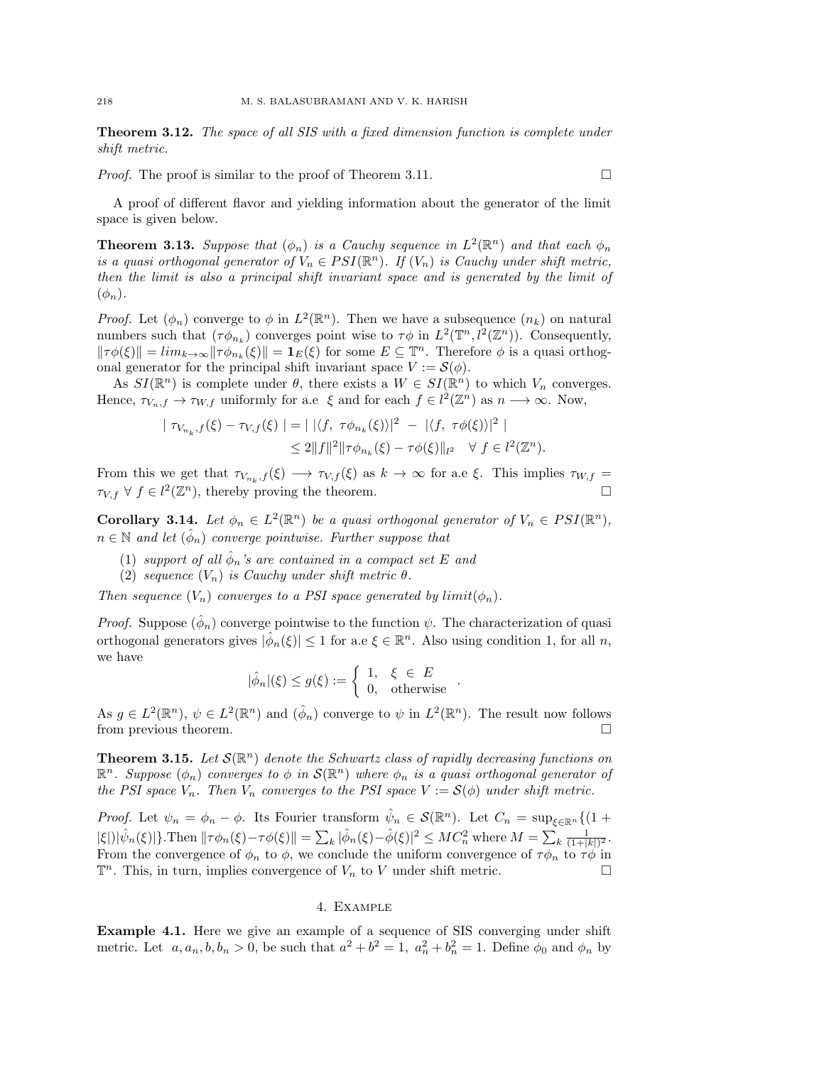**Theorem 3.12.** *The space of all SIS with a fixed dimension function is complete under shift metric.*

*Proof.* The proof is similar to the proof of Theorem 3.11. $\square$

A proof of different flavor and yielding information about the generator of the limit space is given below.

**Theorem 3.13.** *Suppose that $(\phi_n)$ is a Cauchy sequence in $L^2(\mathbb{R}^n)$ and that each $\phi_n$ is a quasi orthogonal generator of $V_n \in PSI(\mathbb{R}^n)$. If $(V_n)$ is Cauchy under shift metric, then the limit is also a principal shift invariant space and is generated by the limit of $(\phi_n)$.*

*Proof.* Let $(\phi_n)$ converge to $\phi$ in $L^2(\mathbb{R}^n)$. Then we have a subsequence $(n_k)$ on natural numbers such that $(\tau\phi_{n_k})$ converges point wise to $\tau\phi$ in $L^2(\mathbb{T}^n, l^2(\mathbb{Z}^n))$. Consequently, $\|\tau\phi(\xi)\| = lim_{k\to\infty}\|\tau\phi_{n_k}(\xi)\| = \mathbf{1}_E(\xi)$ for some $E \subseteq \mathbb{T}^n$. Therefore $\phi$ is a quasi orthogonal generator for the principal shift invariant space $V := \mathcal{S}(\phi)$.

As $SI(\mathbb{R}^n)$ is complete under $\theta$, there exists a $W \in SI(\mathbb{R}^n)$ to which $V_n$ converges. Hence, $\tau_{V_n,f} \to \tau_{W,f}$ uniformly for a.e $\xi$ and for each $f \in l^2(\mathbb{Z}^n)$ as $n \longrightarrow \infty$. Now,

$$
\begin{aligned}
|\ \tau_{V_{n_k},f}(\xi) - \tau_{V,f}(\xi)\ | &= |\ |\langle f,\ \tau\phi_{n_k}(\xi)\rangle|^2\ -\ |\langle f,\ \tau\phi(\xi)\rangle|^2\ | \\
&\leq 2\|f\|^2\|\tau\phi_{n_k}(\xi) - \tau\phi(\xi)\|_{l^2} \quad \forall\ f \in l^2(\mathbb{Z}^n).
\end{aligned}
$$

From this we get that $\tau_{V_{n_k},f}(\xi) \longrightarrow \tau_{V,f}(\xi)$ as $k \to \infty$ for a.e $\xi$. This implies $\tau_{W,f} = \tau_{V,f}\ \forall\ f \in l^2(\mathbb{Z}^n)$, thereby proving the theorem. $\square$

**Corollary 3.14.** *Let $\phi_n \in L^2(\mathbb{R}^n)$ be a quasi orthogonal generator of $V_n \in PSI(\mathbb{R}^n)$, $n \in \mathbb{N}$ and let $(\hat{\phi}_n)$ converge pointwise. Further suppose that*

1. *support of all $\hat{\phi}_n$'s are contained in a compact set $E$ and*
2. *sequence $(V_n)$ is Cauchy under shift metric $\theta$.*

*Then sequence $(V_n)$ converges to a PSI space generated by limit$(\phi_n)$.*

*Proof.* Suppose $(\hat{\phi}_n)$ converge pointwise to the function $\psi$. The characterization of quasi orthogonal generators gives $|\hat{\phi}_n(\xi)| \leq 1$ for a.e $\xi \in \mathbb{R}^n$. Also using condition 1, for all $n$, we have

$$
|\hat{\phi}_n|(\xi) \leq g(\xi) := \begin{cases} 1, & \xi\ \in\ E \\ 0, & \text{otherwise} \end{cases}.
$$

As $g \in L^2(\mathbb{R}^n)$, $\psi \in L^2(\mathbb{R}^n)$ and $(\hat{\phi}_n)$ converge to $\psi$ in $L^2(\mathbb{R}^n)$. The result now follows from previous theorem. $\square$

**Theorem 3.15.** *Let $\mathcal{S}(\mathbb{R}^n)$ denote the Schwartz class of rapidly decreasing functions on $\mathbb{R}^n$. Suppose $(\phi_n)$ converges to $\phi$ in $\mathcal{S}(\mathbb{R}^n)$ where $\phi_n$ is a quasi orthogonal generator of the PSI space $V_n$. Then $V_n$ converges to the PSI space $V := \mathcal{S}(\phi)$ under shift metric.*

*Proof.* Let $\psi_n = \phi_n - \phi$. Its Fourier transform $\hat{\psi}_n \in \mathcal{S}(\mathbb{R}^n)$. Let $C_n = \sup_{\xi\in\mathbb{R}^n}\{(1 + |\xi|)|\hat{\psi}_n(\xi)|\}$.Then $\|\tau\phi_n(\xi) - \tau\phi(\xi)\| = \sum_k |\hat{\phi}_n(\xi) - \hat{\phi}(\xi)|^2 \leq MC_n^2$ where $M = \sum_k \frac{1}{(1+|k|)^2}$. From the convergence of $\phi_n$ to $\phi$, we conclude the uniform convergence of $\tau\phi_n$ to $\tau\phi$ in $\mathbb{T}^n$. This, in turn, implies convergence of $V_n$ to $V$ under shift metric. $\square$

## 4. Example

**Example 4.1.** Here we give an example of a sequence of SIS converging under shift metric. Let $a, a_n, b, b_n > 0$, be such that $a^2 + b^2 = 1$, $a_n^2 + b_n^2 = 1$. Define $\phi_0$ and $\phi_n$ by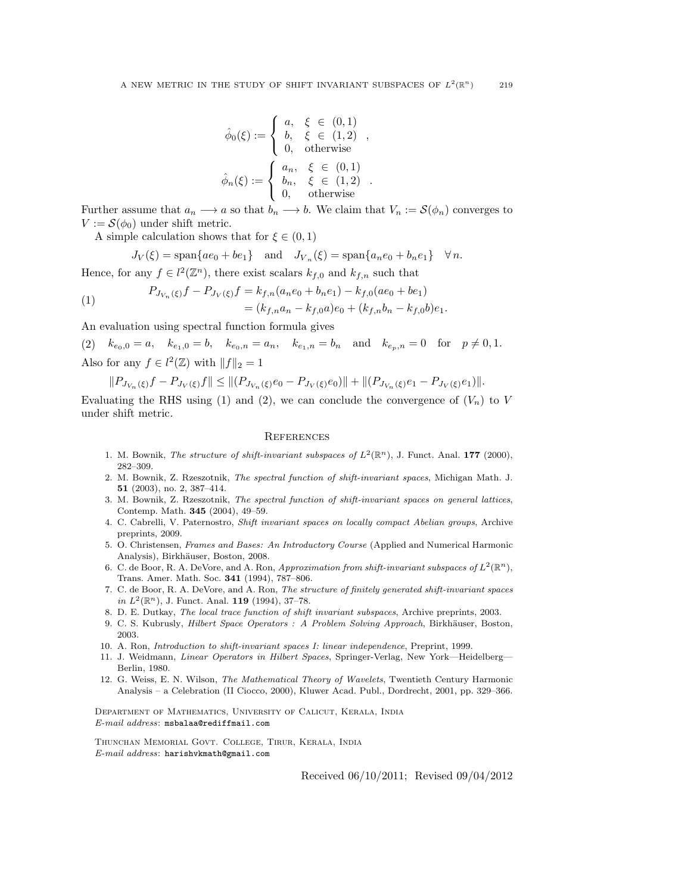$$\hat{\phi}_0(\xi) := \begin{cases} a, & \xi \in (0,1) \\ b, & \xi \in (1,2) \\ 0, & \text{otherwise} \end{cases},$$

$$\hat{\phi}_n(\xi) := \begin{cases} a_n, & \xi \in (0,1) \\ b_n, & \xi \in (1,2) \\ 0, & \text{otherwise} \end{cases}.$$

Further assume that $a_n \longrightarrow a$ so that $b_n \longrightarrow b$. We claim that $V_n := \mathcal{S}(\phi_n)$ converges to $V := \mathcal{S}(\phi_0)$ under shift metric.

A simple calculation shows that for $\xi \in (0,1)$

$$J_V(\xi) = \operatorname{span}\{ae_0 + be_1\} \quad \text{and} \quad J_{V_n}(\xi) = \operatorname{span}\{a_n e_0 + b_n e_1\} \quad \forall\, n.$$

Hence, for any $f \in l^2(\mathbb{Z}^n)$, there exist scalars $k_{f,0}$ and $k_{f,n}$ such that

$$\begin{aligned} P_{J_{V_n}(\xi)} f - P_{J_V(\xi)} f &= k_{f,n}(a_n e_0 + b_n e_1) - k_{f,0}(ae_0 + be_1) \\ &= (k_{f,n}a_n - k_{f,0}a)e_0 + (k_{f,n}b_n - k_{f,0}b)e_1. \end{aligned} \tag{1}$$

An evaluation using spectral function formula gives

$$k_{e_0,0} = a, \quad k_{e_1,0} = b, \quad k_{e_0,n} = a_n, \quad k_{e_1,n} = b_n \quad \text{and} \quad k_{e_p,n} = 0 \quad \text{for} \quad p \neq 0, 1. \tag{2}$$

Also for any $f \in l^2(\mathbb{Z})$ with $\|f\|_2 = 1$

$$\|P_{J_{V_n}(\xi)} f - P_{J_V(\xi)} f\| \leq \|(P_{J_{V_n}(\xi)} e_0 - P_{J_V(\xi)} e_0)\| + \|(P_{J_{V_n}(\xi)} e_1 - P_{J_V(\xi)} e_1)\|.$$

Evaluating the RHS using (1) and (2), we can conclude the convergence of $(V_n)$ to $V$ under shift metric.

## References

1. M. Bownik, *The structure of shift-invariant subspaces of $L^2(\mathbb{R}^n)$*, J. Funct. Anal. **177** (2000), 282–309.
2. M. Bownik, Z. Rzeszotnik, *The spectral function of shift-invariant spaces*, Michigan Math. J. **51** (2003), no. 2, 387–414.
3. M. Bownik, Z. Rzeszotnik, *The spectral function of shift-invariant spaces on general lattices*, Contemp. Math. **345** (2004), 49–59.
4. C. Cabrelli, V. Paternostro, *Shift invariant spaces on locally compact Abelian groups*, Archive preprints, 2009.
5. O. Christensen, *Frames and Bases: An Introductory Course* (Applied and Numerical Harmonic Analysis), Birkhäuser, Boston, 2008.
6. C. de Boor, R. A. DeVore, and A. Ron, *Approximation from shift-invariant subspaces of $L^2(\mathbb{R}^n)$*, Trans. Amer. Math. Soc. **341** (1994), 787–806.
7. C. de Boor, R. A. DeVore, and A. Ron, *The structure of finitely generated shift-invariant spaces in $L^2(\mathbb{R}^n)$*, J. Funct. Anal. **119** (1994), 37–78.
8. D. E. Dutkay, *The local trace function of shift invariant subspaces*, Archive preprints, 2003.
9. C. S. Kubrusly, *Hilbert Space Operators : A Problem Solving Approach*, Birkhäuser, Boston, 2003.
10. A. Ron, *Introduction to shift-invariant spaces I: linear independence*, Preprint, 1999.
11. J. Weidmann, *Linear Operators in Hilbert Spaces*, Springer-Verlag, New York—Heidelberg—Berlin, 1980.
12. G. Weiss, E. N. Wilson, *The Mathematical Theory of Wavelets*, Twentieth Century Harmonic Analysis – a Celebration (II Ciocco, 2000), Kluwer Acad. Publ., Dordrecht, 2001, pp. 329–366.

Department of Mathematics, University of Calicut, Kerala, India
*E-mail address*: msbalaa@rediffmail.com

Thunchan Memorial Govt. College, Tirur, Kerala, India
*E-mail address*: harishvkmath@gmail.com

Received 06/10/2011; Revised 09/04/2012